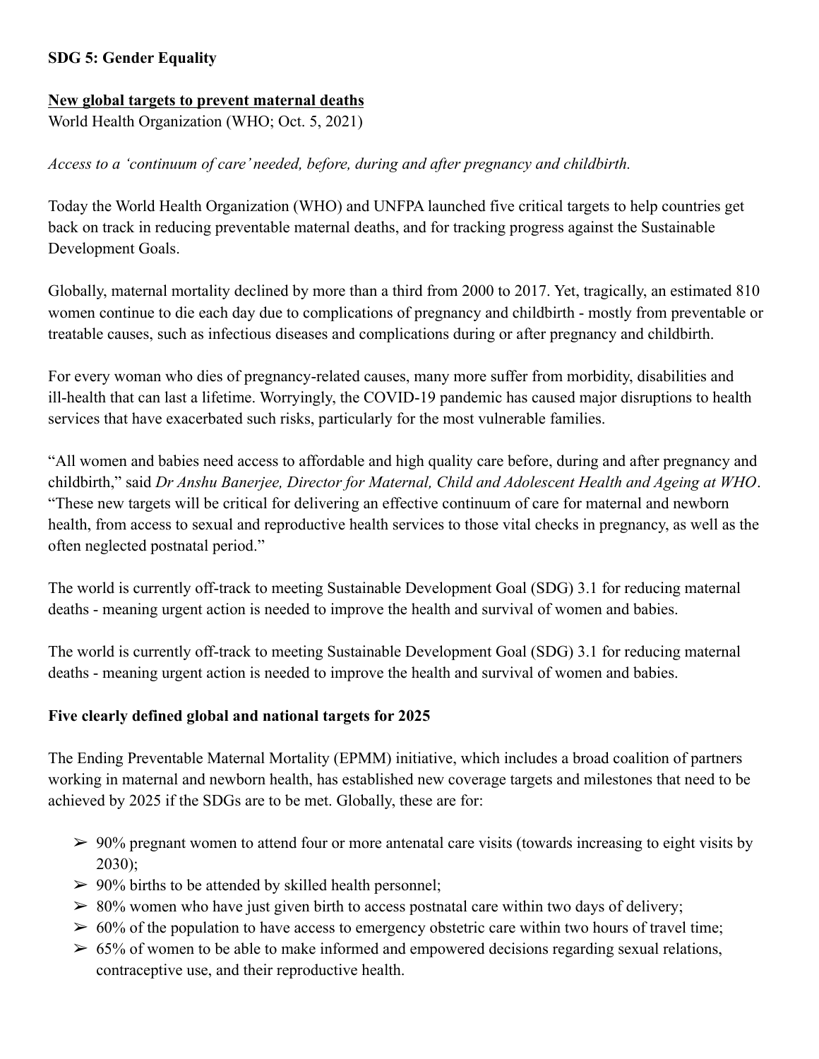**SDG 5: Gender Equality**

**New global targets to prevent maternal deaths**

World Health Organization (WHO; Oct. 5, 2021)

*Access to a 'continuum of care' needed, before, during and after pregnancy and childbirth.*

Today the World Health Organization (WHO) and UNFPA launched five critical targets to help countries get back on track in reducing preventable maternal deaths, and for tracking progress against the Sustainable Development Goals.

Globally, maternal mortality declined by more than a third from 2000 to 2017. Yet, tragically, an estimated 810 women continue to die each day due to complications of pregnancy and childbirth - mostly from preventable or treatable causes, such as infectious diseases and complications during or after pregnancy and childbirth.

For every woman who dies of pregnancy-related causes, many more suffer from morbidity, disabilities and ill-health that can last a lifetime. Worryingly, the COVID-19 pandemic has caused major disruptions to health services that have exacerbated such risks, particularly for the most vulnerable families.

"All women and babies need access to affordable and high quality care before, during and after pregnancy and childbirth," said *Dr Anshu Banerjee, Director for Maternal, Child and Adolescent Health and Ageing at WHO*. "These new targets will be critical for delivering an effective continuum of care for maternal and newborn health, from access to sexual and reproductive health services to those vital checks in pregnancy, as well as the often neglected postnatal period."

The world is currently off-track to meeting Sustainable Development Goal (SDG) 3.1 for reducing maternal deaths - meaning urgent action is needed to improve the health and survival of women and babies.

The world is currently off-track to meeting Sustainable Development Goal (SDG) 3.1 for reducing maternal deaths - meaning urgent action is needed to improve the health and survival of women and babies.

**Five clearly defined global and national targets for 2025**

The Ending Preventable Maternal Mortality (EPMM) initiative, which includes a broad coalition of partners working in maternal and newborn health, has established new coverage targets and milestones that need to be achieved by 2025 if the SDGs are to be met. Globally, these are for:

- 90% pregnant women to attend four or more antenatal care visits (towards increasing to eight visits by 2030);
- 90% births to be attended by skilled health personnel;
- 80% women who have just given birth to access postnatal care within two days of delivery;
- 60% of the population to have access to emergency obstetric care within two hours of travel time;
- 65% of women to be able to make informed and empowered decisions regarding sexual relations, contraceptive use, and their reproductive health.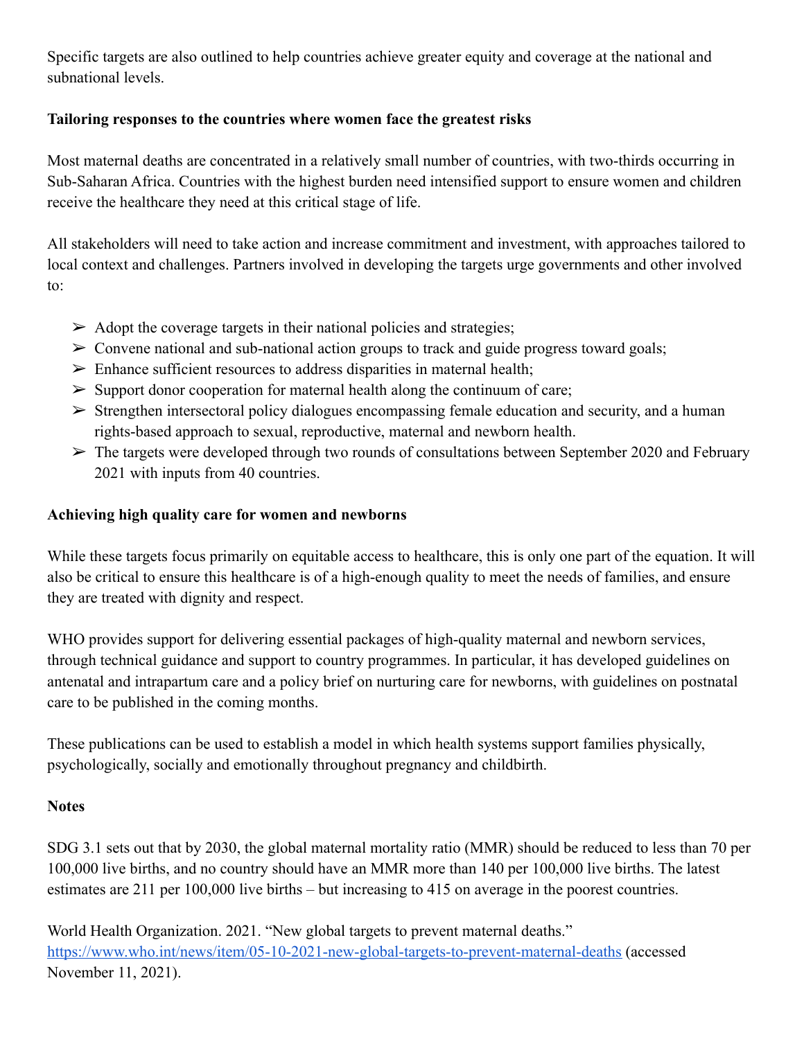Specific targets are also outlined to help countries achieve greater equity and coverage at the national and subnational levels.

**Tailoring responses to the countries where women face the greatest risks**

Most maternal deaths are concentrated in a relatively small number of countries, with two-thirds occurring in Sub-Saharan Africa. Countries with the highest burden need intensified support to ensure women and children receive the healthcare they need at this critical stage of life.

All stakeholders will need to take action and increase commitment and investment, with approaches tailored to local context and challenges. Partners involved in developing the targets urge governments and other involved to:

- Adopt the coverage targets in their national policies and strategies;
- Convene national and sub-national action groups to track and guide progress toward goals;
- Enhance sufficient resources to address disparities in maternal health;
- Support donor cooperation for maternal health along the continuum of care;
- Strengthen intersectoral policy dialogues encompassing female education and security, and a human rights-based approach to sexual, reproductive, maternal and newborn health.
- The targets were developed through two rounds of consultations between September 2020 and February 2021 with inputs from 40 countries.

**Achieving high quality care for women and newborns**

While these targets focus primarily on equitable access to healthcare, this is only one part of the equation. It will also be critical to ensure this healthcare is of a high-enough quality to meet the needs of families, and ensure they are treated with dignity and respect.

WHO provides support for delivering essential packages of high-quality maternal and newborn services, through technical guidance and support to country programmes. In particular, it has developed guidelines on antenatal and intrapartum care and a policy brief on nurturing care for newborns, with guidelines on postnatal care to be published in the coming months.

These publications can be used to establish a model in which health systems support families physically, psychologically, socially and emotionally throughout pregnancy and childbirth.

**Notes**

SDG 3.1 sets out that by 2030, the global maternal mortality ratio (MMR) should be reduced to less than 70 per 100,000 live births, and no country should have an MMR more than 140 per 100,000 live births. The latest estimates are 211 per 100,000 live births – but increasing to 415 on average in the poorest countries.

World Health Organization. 2021. "New global targets to prevent maternal deaths." [https://www.who.int/news/item/05-10-2021-new-global-targets-to-prevent-maternal-deaths](https://www.who.int/news/item/05-10-2021-new-global-targets-to-prevent-maternal-deaths) (accessed November 11, 2021).